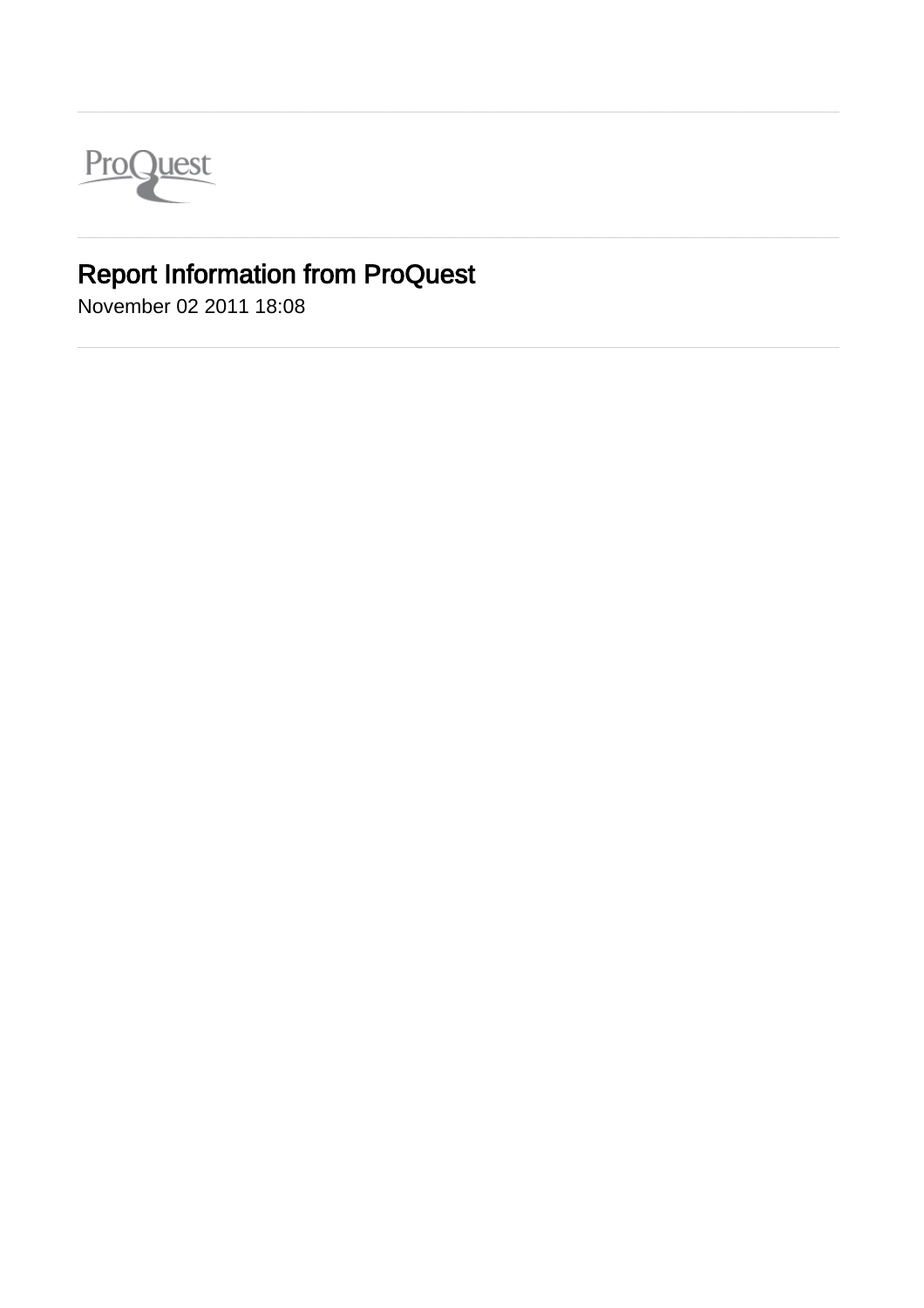ProQuest

# Report Information from ProQuest

November 02 2011 18:08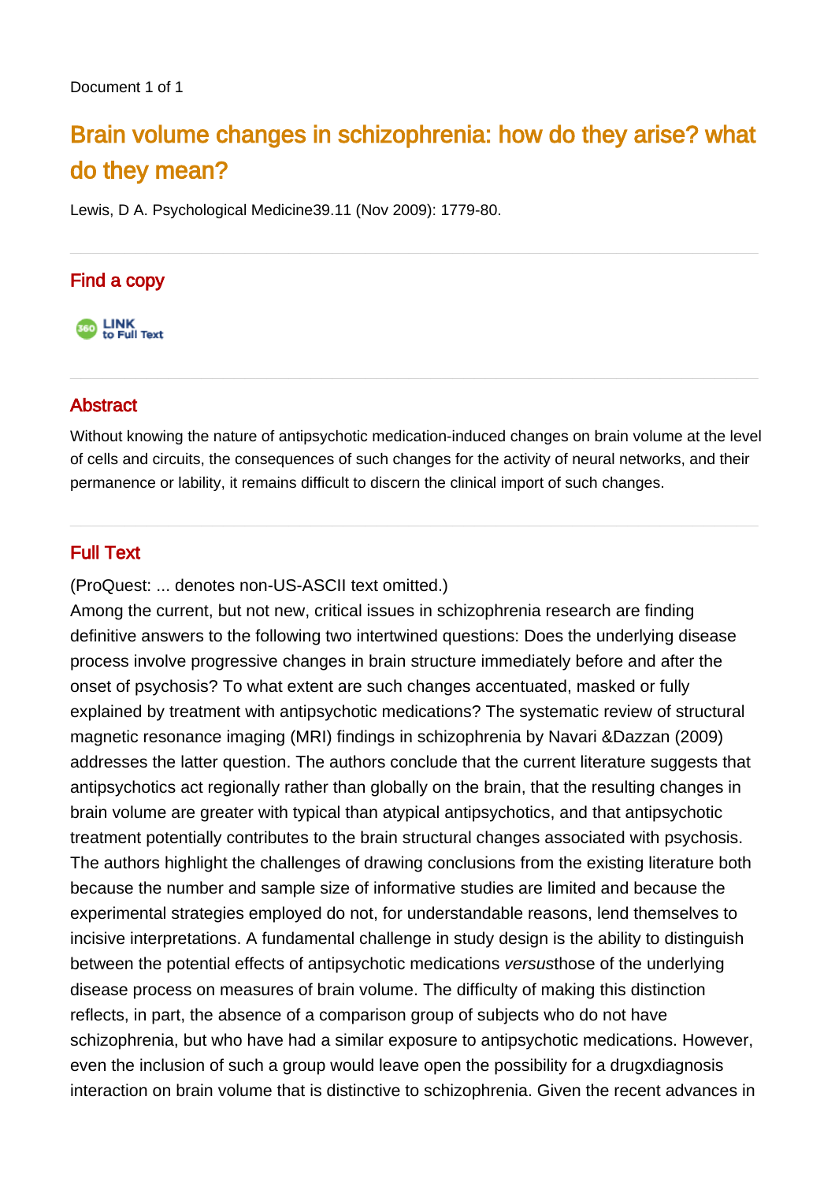Document 1 of 1

# Brain volume changes in schizophrenia: how do they arise? what do they mean?

Lewis, D A. Psychological Medicine39.11 (Nov 2009): 1779-80.

## Find a copy

LINK to Full Text

## Abstract

Without knowing the nature of antipsychotic medication-induced changes on brain volume at the level of cells and circuits, the consequences of such changes for the activity of neural networks, and their permanence or lability, it remains difficult to discern the clinical import of such changes.

## Full Text

(ProQuest: ... denotes non-US-ASCII text omitted.)

Among the current, but not new, critical issues in schizophrenia research are finding definitive answers to the following two intertwined questions: Does the underlying disease process involve progressive changes in brain structure immediately before and after the onset of psychosis? To what extent are such changes accentuated, masked or fully explained by treatment with antipsychotic medications? The systematic review of structural magnetic resonance imaging (MRI) findings in schizophrenia by Navari &Dazzan (2009) addresses the latter question. The authors conclude that the current literature suggests that antipsychotics act regionally rather than globally on the brain, that the resulting changes in brain volume are greater with typical than atypical antipsychotics, and that antipsychotic treatment potentially contributes to the brain structural changes associated with psychosis. The authors highlight the challenges of drawing conclusions from the existing literature both because the number and sample size of informative studies are limited and because the experimental strategies employed do not, for understandable reasons, lend themselves to incisive interpretations. A fundamental challenge in study design is the ability to distinguish between the potential effects of antipsychotic medications *versus*those of the underlying disease process on measures of brain volume. The difficulty of making this distinction reflects, in part, the absence of a comparison group of subjects who do not have schizophrenia, but who have had a similar exposure to antipsychotic medications. However, even the inclusion of such a group would leave open the possibility for a drugxdiagnosis interaction on brain volume that is distinctive to schizophrenia. Given the recent advances in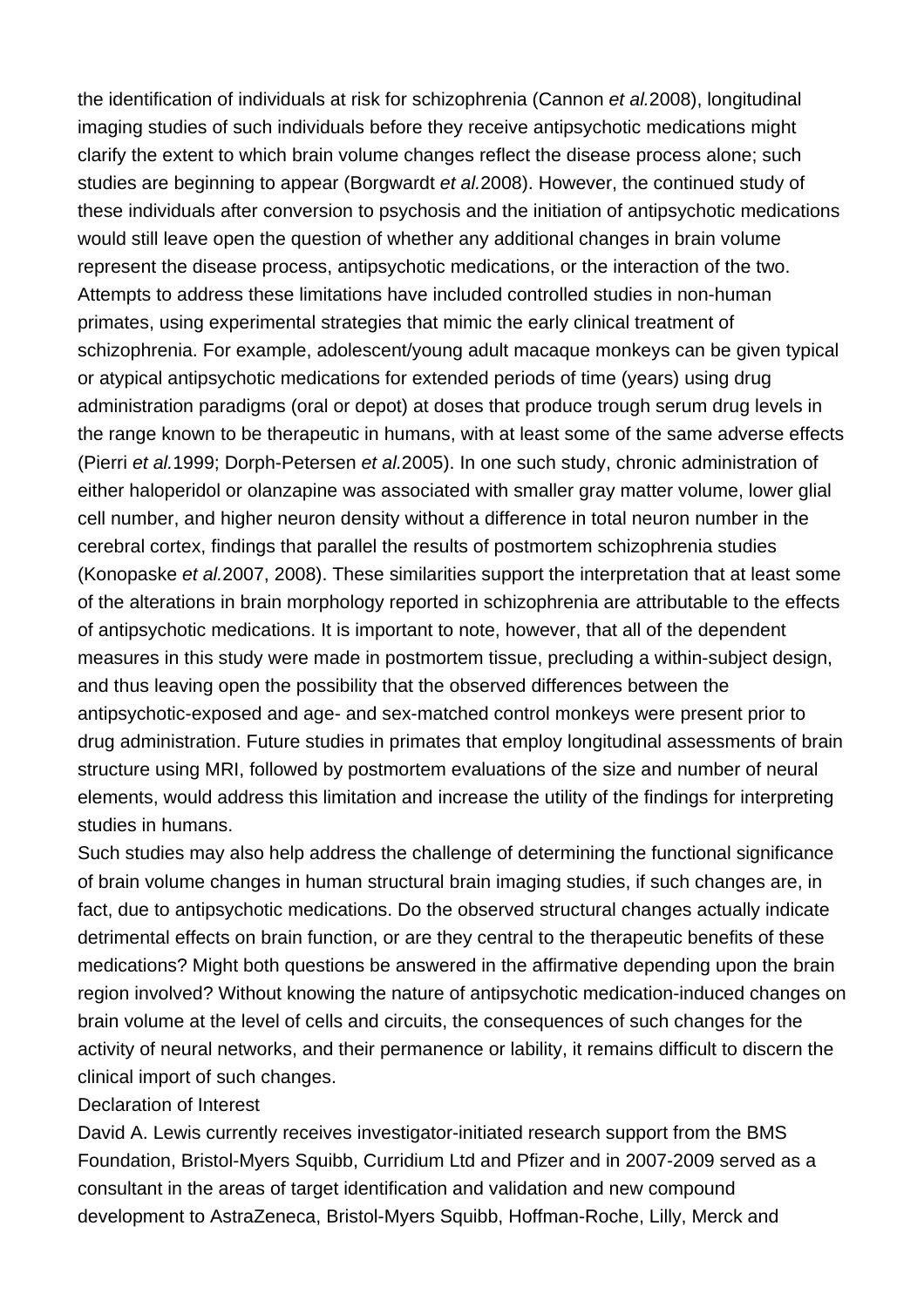the identification of individuals at risk for schizophrenia (Cannon *et al.*2008), longitudinal imaging studies of such individuals before they receive antipsychotic medications might clarify the extent to which brain volume changes reflect the disease process alone; such studies are beginning to appear (Borgwardt *et al.*2008). However, the continued study of these individuals after conversion to psychosis and the initiation of antipsychotic medications would still leave open the question of whether any additional changes in brain volume represent the disease process, antipsychotic medications, or the interaction of the two. Attempts to address these limitations have included controlled studies in non-human primates, using experimental strategies that mimic the early clinical treatment of schizophrenia. For example, adolescent/young adult macaque monkeys can be given typical or atypical antipsychotic medications for extended periods of time (years) using drug administration paradigms (oral or depot) at doses that produce trough serum drug levels in the range known to be therapeutic in humans, with at least some of the same adverse effects (Pierri *et al.*1999; Dorph-Petersen *et al.*2005). In one such study, chronic administration of either haloperidol or olanzapine was associated with smaller gray matter volume, lower glial cell number, and higher neuron density without a difference in total neuron number in the cerebral cortex, findings that parallel the results of postmortem schizophrenia studies (Konopaske *et al.*2007, 2008). These similarities support the interpretation that at least some of the alterations in brain morphology reported in schizophrenia are attributable to the effects of antipsychotic medications. It is important to note, however, that all of the dependent measures in this study were made in postmortem tissue, precluding a within-subject design, and thus leaving open the possibility that the observed differences between the antipsychotic-exposed and age- and sex-matched control monkeys were present prior to drug administration. Future studies in primates that employ longitudinal assessments of brain structure using MRI, followed by postmortem evaluations of the size and number of neural elements, would address this limitation and increase the utility of the findings for interpreting studies in humans.

Such studies may also help address the challenge of determining the functional significance of brain volume changes in human structural brain imaging studies, if such changes are, in fact, due to antipsychotic medications. Do the observed structural changes actually indicate detrimental effects on brain function, or are they central to the therapeutic benefits of these medications? Might both questions be answered in the affirmative depending upon the brain region involved? Without knowing the nature of antipsychotic medication-induced changes on brain volume at the level of cells and circuits, the consequences of such changes for the activity of neural networks, and their permanence or lability, it remains difficult to discern the clinical import of such changes.

## Declaration of Interest

David A. Lewis currently receives investigator-initiated research support from the BMS Foundation, Bristol-Myers Squibb, Curridium Ltd and Pfizer and in 2007-2009 served as a consultant in the areas of target identification and validation and new compound development to AstraZeneca, Bristol-Myers Squibb, Hoffman-Roche, Lilly, Merck and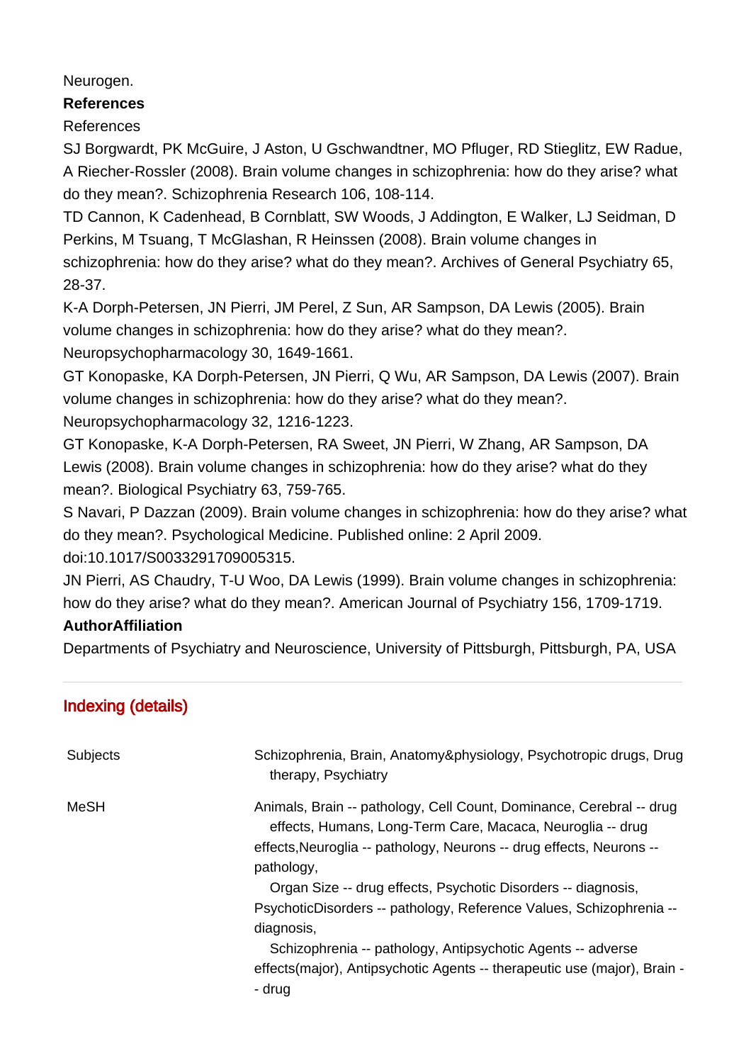Neurogen.

**References**

References

SJ Borgwardt, PK McGuire, J Aston, U Gschwandtner, MO Pfluger, RD Stieglitz, EW Radue, A Riecher-Rossler (2008). Brain volume changes in schizophrenia: how do they arise? what do they mean?. Schizophrenia Research 106, 108-114.

TD Cannon, K Cadenhead, B Cornblatt, SW Woods, J Addington, E Walker, LJ Seidman, D Perkins, M Tsuang, T McGlashan, R Heinssen (2008). Brain volume changes in schizophrenia: how do they arise? what do they mean?. Archives of General Psychiatry 65, 28-37.

K-A Dorph-Petersen, JN Pierri, JM Perel, Z Sun, AR Sampson, DA Lewis (2005). Brain volume changes in schizophrenia: how do they arise? what do they mean?. Neuropsychopharmacology 30, 1649-1661.

GT Konopaske, KA Dorph-Petersen, JN Pierri, Q Wu, AR Sampson, DA Lewis (2007). Brain volume changes in schizophrenia: how do they arise? what do they mean?. Neuropsychopharmacology 32, 1216-1223.

GT Konopaske, K-A Dorph-Petersen, RA Sweet, JN Pierri, W Zhang, AR Sampson, DA Lewis (2008). Brain volume changes in schizophrenia: how do they arise? what do they mean?. Biological Psychiatry 63, 759-765.

S Navari, P Dazzan (2009). Brain volume changes in schizophrenia: how do they arise? what do they mean?. Psychological Medicine. Published online: 2 April 2009. doi:10.1017/S0033291709005315.

JN Pierri, AS Chaudry, T-U Woo, DA Lewis (1999). Brain volume changes in schizophrenia: how do they arise? what do they mean?. American Journal of Psychiatry 156, 1709-1719.

**AuthorAffiliation**

Departments of Psychiatry and Neuroscience, University of Pittsburgh, Pittsburgh, PA, USA

## Indexing (details)

| | |
|---|---|
| Subjects | Schizophrenia, Brain, Anatomy&physiology, Psychotropic drugs, Drug therapy, Psychiatry |
| MeSH | Animals, Brain -- pathology, Cell Count, Dominance, Cerebral -- drug effects, Humans, Long-Term Care, Macaca, Neuroglia -- drug effects,Neuroglia -- pathology, Neurons -- drug effects, Neurons -- pathology, Organ Size -- drug effects, Psychotic Disorders -- diagnosis, PsychoticDisorders -- pathology, Reference Values, Schizophrenia -- diagnosis, Schizophrenia -- pathology, Antipsychotic Agents -- adverse effects(major), Antipsychotic Agents -- therapeutic use (major), Brain -- drug |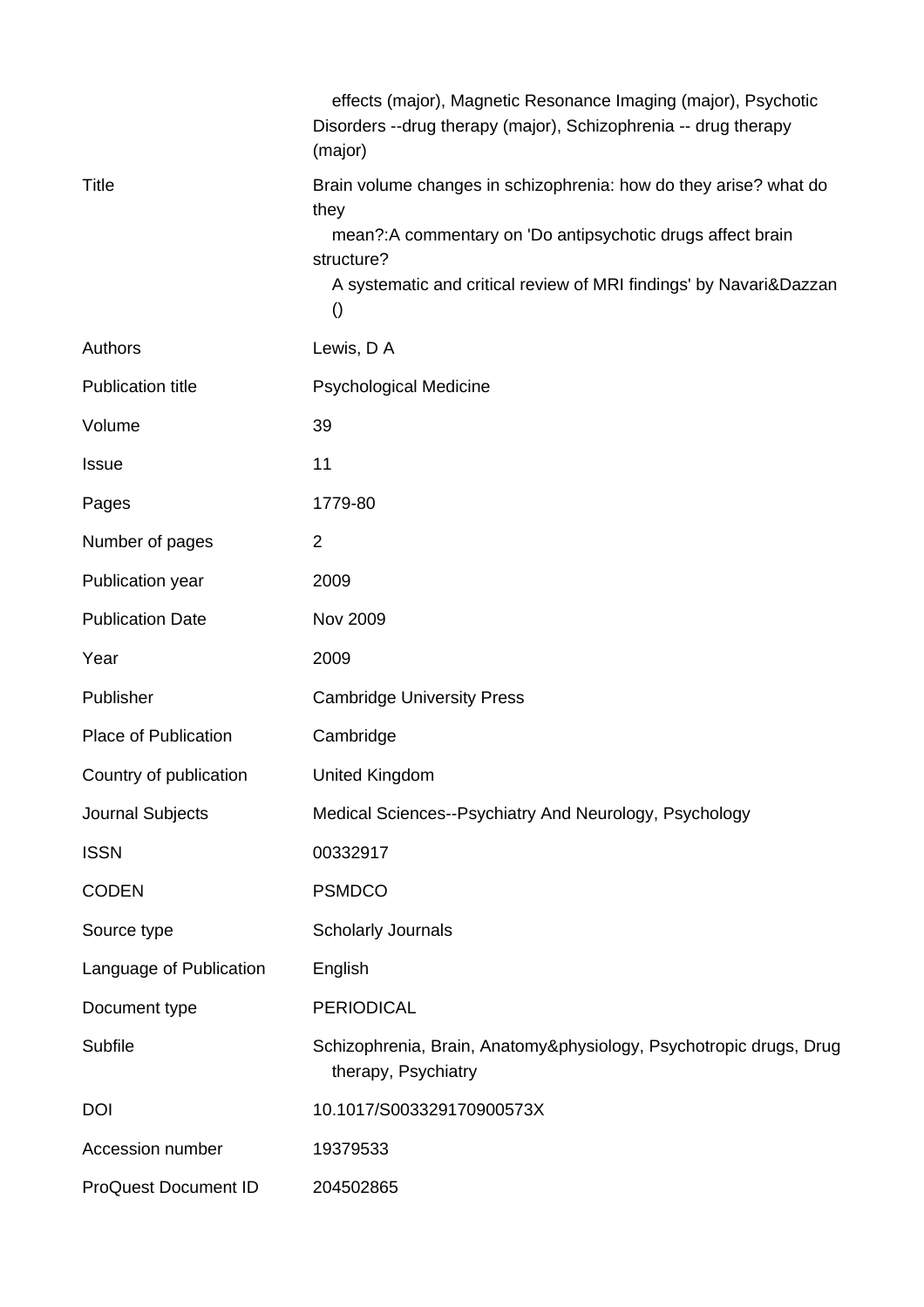effects (major), Magnetic Resonance Imaging (major), Psychotic Disorders --drug therapy (major), Schizophrenia -- drug therapy (major)

| | |
|---|---|
| Title | Brain volume changes in schizophrenia: how do they arise? what do they mean?:A commentary on 'Do antipsychotic drugs affect brain structure? A systematic and critical review of MRI findings' by Navari&Dazzan () |
| Authors | Lewis, D A |
| Publication title | Psychological Medicine |
| Volume | 39 |
| Issue | 11 |
| Pages | 1779-80 |
| Number of pages | 2 |
| Publication year | 2009 |
| Publication Date | Nov 2009 |
| Year | 2009 |
| Publisher | Cambridge University Press |
| Place of Publication | Cambridge |
| Country of publication | United Kingdom |
| Journal Subjects | Medical Sciences--Psychiatry And Neurology, Psychology |
| ISSN | 00332917 |
| CODEN | PSMDCO |
| Source type | Scholarly Journals |
| Language of Publication | English |
| Document type | PERIODICAL |
| Subfile | Schizophrenia, Brain, Anatomy&physiology, Psychotropic drugs, Drug therapy, Psychiatry |
| DOI | 10.1017/S003329170900573X |
| Accession number | 19379533 |
| ProQuest Document ID | 204502865 |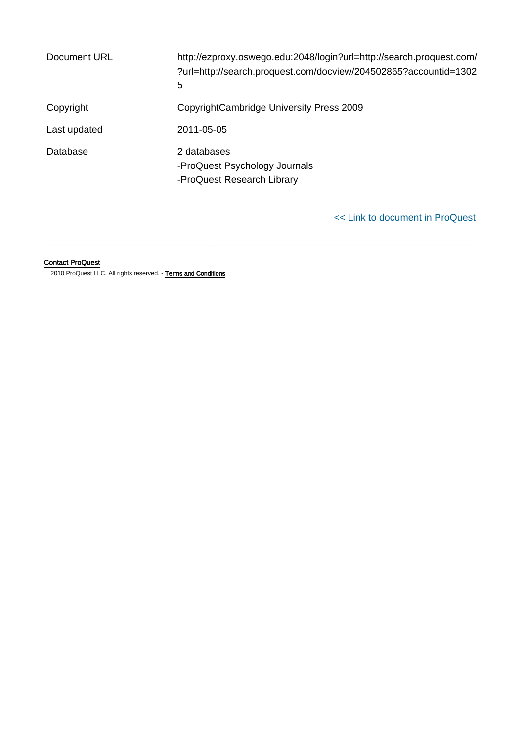| | |
|---|---|
| Document URL | http://ezproxy.oswego.edu:2048/login?url=http://search.proquest.com/?url=http://search.proquest.com/docview/204502865?accountid=13025 |
| Copyright | CopyrightCambridge University Press 2009 |
| Last updated | 2011-05-05 |
| Database | 2 databases<br>-ProQuest Psychology Journals<br>-ProQuest Research Library |

<< Link to document in ProQuest

---

Contact ProQuest

2010 ProQuest LLC. All rights reserved. - Terms and Conditions